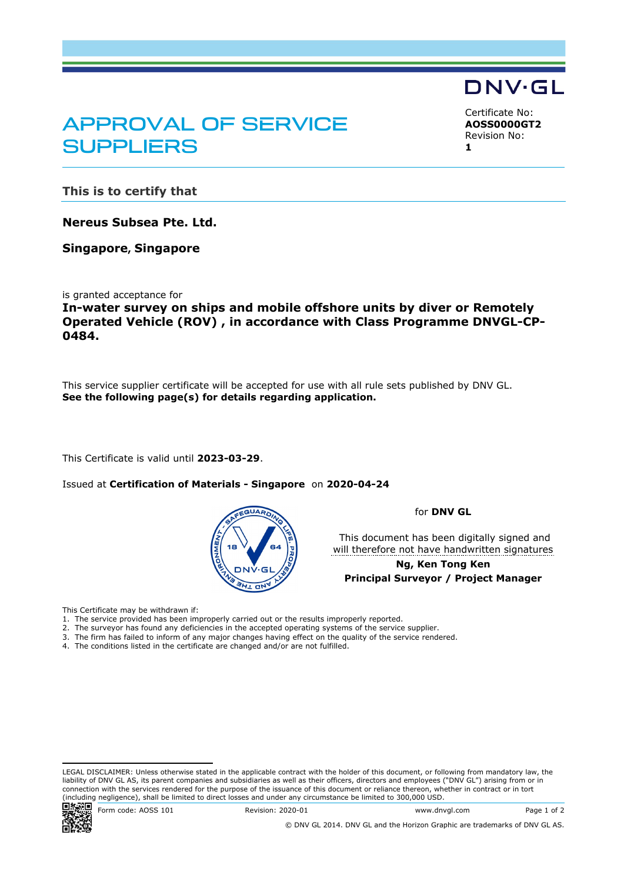DNV·GL

# APPROVAL OF SERVICE SUPPLIERS

Certificate No:
**AOSS0000GT2**
Revision No:
**1**

## This is to certify that

**Nereus Subsea Pte. Ltd.**

**Singapore, Singapore**

is granted acceptance for

**In-water survey on ships and mobile offshore units by diver or Remotely Operated Vehicle (ROV) , in accordance with Class Programme DNVGL-CP-0484.**

This service supplier certificate will be accepted for use with all rule sets published by DNV GL.
**See the following page(s) for details regarding application.**

This Certificate is valid until **2023-03-29**.

Issued at **Certification of Materials - Singapore** on **2020-04-24**

for **DNV GL**

This document has been digitally signed and will therefore not have handwritten signatures

**Ng, Ken Tong Ken**
**Principal Surveyor / Project Manager**

This Certificate may be withdrawn if:

1. The service provided has been improperly carried out or the results improperly reported.
2. The surveyor has found any deficiencies in the accepted operating systems of the service supplier.
3. The firm has failed to inform of any major changes having effect on the quality of the service rendered.
4. The conditions listed in the certificate are changed and/or are not fulfilled.

LEGAL DISCLAIMER: Unless otherwise stated in the applicable contract with the holder of this document, or following from mandatory law, the liability of DNV GL AS, its parent companies and subsidiaries as well as their officers, directors and employees ("DNV GL") arising from or in connection with the services rendered for the purpose of the issuance of this document or reliance thereon, whether in contract or in tort (including negligence), shall be limited to direct losses and under any circumstance be limited to 300,000 USD.

Form code: AOSS 101 Revision: 2020-01 www.dnvgl.com

© DNV GL 2014. DNV GL and the Horizon Graphic are trademarks of DNV GL AS.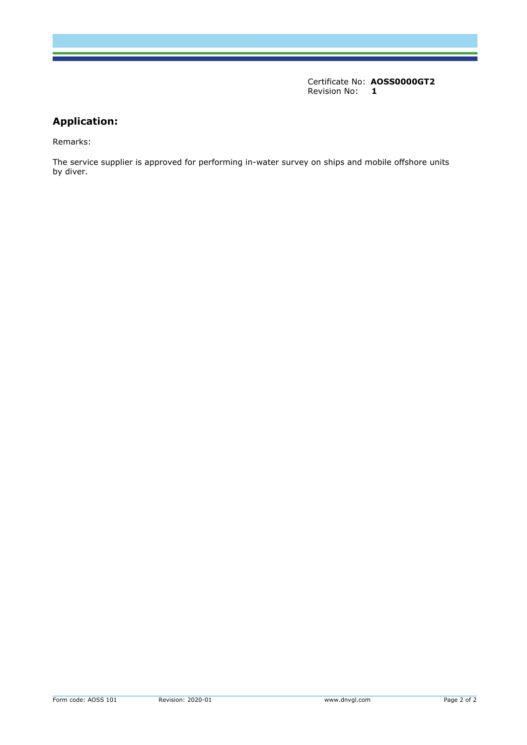Certificate No: **AOSS0000GT2**
Revision No: **1**

## Application:

Remarks:

The service supplier is approved for performing in-water survey on ships and mobile offshore units by diver.